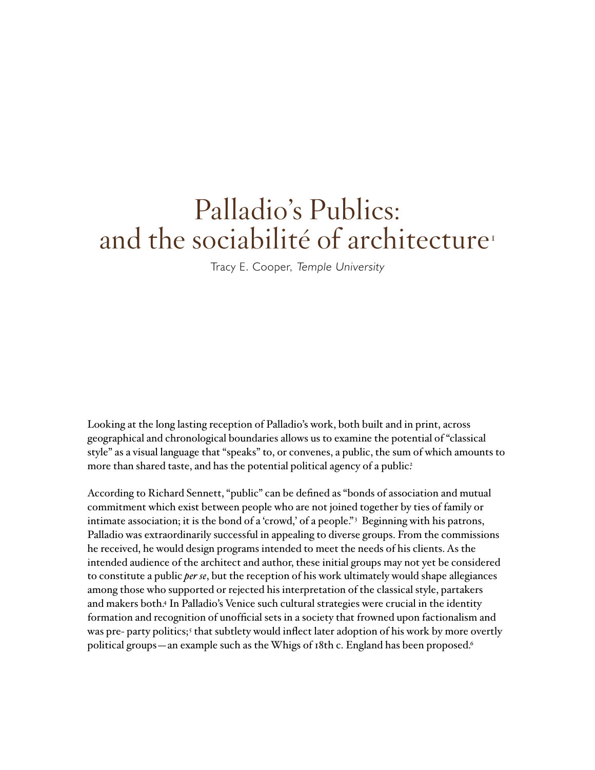# Palladio's Publics: and the sociabilité of architecture[1]

Tracy E. Cooper, *Temple University*

Looking at the long lasting reception of Palladio's work, both built and in print, across geographical and chronological boundaries allows us to examine the potential of "classical style" as a visual language that "speaks" to, or convenes, a public, the sum of which amounts to more than shared taste, and has the potential political agency of a public.[2]

According to Richard Sennett, "public" can be defined as "bonds of association and mutual commitment which exist between people who are not joined together by ties of family or intimate association; it is the bond of a 'crowd,' of a people."[3] Beginning with his patrons, Palladio was extraordinarily successful in appealing to diverse groups. From the commissions he received, he would design programs intended to meet the needs of his clients. As the intended audience of the architect and author, these initial groups may not yet be considered to constitute a public *per se*, but the reception of his work ultimately would shape allegiances among those who supported or rejected his interpretation of the classical style, partakers and makers both.[4] In Palladio's Venice such cultural strategies were crucial in the identity formation and recognition of unofficial sets in a society that frowned upon factionalism and was pre- party politics;[5] that subtlety would inflect later adoption of his work by more overtly political groups—an example such as the Whigs of 18th c. England has been proposed.[6]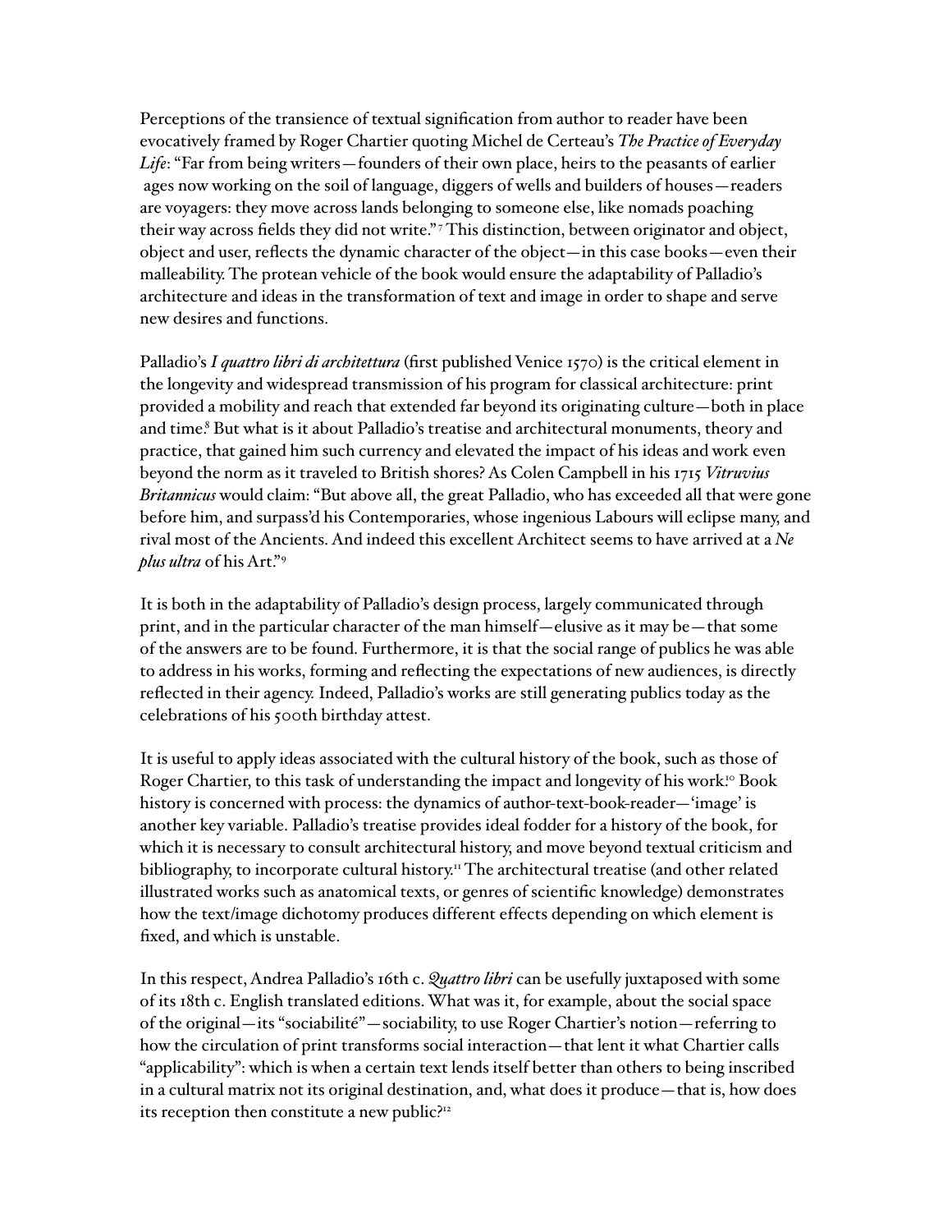Perceptions of the transience of textual signification from author to reader have been evocatively framed by Roger Chartier quoting Michel de Certeau's *The Practice of Everyday Life*: "Far from being writers—founders of their own place, heirs to the peasants of earlier ages now working on the soil of language, diggers of wells and builders of houses—readers are voyagers: they move across lands belonging to someone else, like nomads poaching their way across fields they did not write."[7] This distinction, between originator and object, object and user, reflects the dynamic character of the object—in this case books—even their malleability. The protean vehicle of the book would ensure the adaptability of Palladio's architecture and ideas in the transformation of text and image in order to shape and serve new desires and functions.

Palladio's *I quattro libri di architettura* (first published Venice 1570) is the critical element in the longevity and widespread transmission of his program for classical architecture: print provided a mobility and reach that extended far beyond its originating culture—both in place and time.[8] But what is it about Palladio's treatise and architectural monuments, theory and practice, that gained him such currency and elevated the impact of his ideas and work even beyond the norm as it traveled to British shores? As Colen Campbell in his 1715 *Vitruvius Britannicus* would claim: "But above all, the great Palladio, who has exceeded all that were gone before him, and surpass'd his Contemporaries, whose ingenious Labours will eclipse many, and rival most of the Ancients. And indeed this excellent Architect seems to have arrived at a *Ne plus ultra* of his Art."[9]

It is both in the adaptability of Palladio's design process, largely communicated through print, and in the particular character of the man himself—elusive as it may be—that some of the answers are to be found. Furthermore, it is that the social range of publics he was able to address in his works, forming and reflecting the expectations of new audiences, is directly reflected in their agency. Indeed, Palladio's works are still generating publics today as the celebrations of his 500th birthday attest.

It is useful to apply ideas associated with the cultural history of the book, such as those of Roger Chartier, to this task of understanding the impact and longevity of his work.[10] Book history is concerned with process: the dynamics of author-text-book-reader—'image' is another key variable. Palladio's treatise provides ideal fodder for a history of the book, for which it is necessary to consult architectural history, and move beyond textual criticism and bibliography, to incorporate cultural history.[11] The architectural treatise (and other related illustrated works such as anatomical texts, or genres of scientific knowledge) demonstrates how the text/image dichotomy produces different effects depending on which element is fixed, and which is unstable.

In this respect, Andrea Palladio's 16th c. *Quattro libri* can be usefully juxtaposed with some of its 18th c. English translated editions. What was it, for example, about the social space of the original—its "sociabilité"—sociability, to use Roger Chartier's notion—referring to how the circulation of print transforms social interaction—that lent it what Chartier calls "applicability": which is when a certain text lends itself better than others to being inscribed in a cultural matrix not its original destination, and, what does it produce—that is, how does its reception then constitute a new public?[12]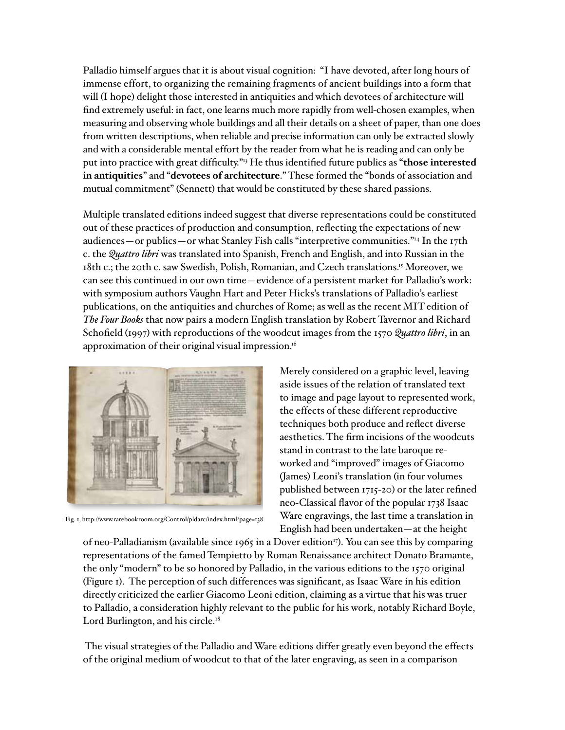Palladio himself argues that it is about visual cognition: "I have devoted, after long hours of immense effort, to organizing the remaining fragments of ancient buildings into a form that will (I hope) delight those interested in antiquities and which devotees of architecture will find extremely useful: in fact, one learns much more rapidly from well-chosen examples, when measuring and observing whole buildings and all their details on a sheet of paper, than one does from written descriptions, when reliable and precise information can only be extracted slowly and with a considerable mental effort by the reader from what he is reading and can only be put into practice with great difficulty."[13] He thus identified future publics as "**those interested in antiquities**" and "**devotees of architecture**." These formed the "bonds of association and mutual commitment" (Sennett) that would be constituted by these shared passions.

Multiple translated editions indeed suggest that diverse representations could be constituted out of these practices of production and consumption, reflecting the expectations of new audiences—or publics—or what Stanley Fish calls "interpretive communities."[14] In the 17th c. the *Quattro libri* was translated into Spanish, French and English, and into Russian in the 18th c.; the 20th c. saw Swedish, Polish, Romanian, and Czech translations.[15] Moreover, we can see this continued in our own time—evidence of a persistent market for Palladio's work: with symposium authors Vaughn Hart and Peter Hicks's translations of Palladio's earliest publications, on the antiquities and churches of Rome; as well as the recent MIT edition of *The Four Books* that now pairs a modern English translation by Robert Tavernor and Richard Schofield (1997) with reproductions of the woodcut images from the 1570 *Quattro libri*, in an approximation of their original visual impression.[16]

Fig. 1, http://www.rarebookroom.org/Control/pldarc/index.html?page=138

Merely considered on a graphic level, leaving aside issues of the relation of translated text to image and page layout to represented work, the effects of these different reproductive techniques both produce and reflect diverse aesthetics. The firm incisions of the woodcuts stand in contrast to the late baroque re-worked and "improved" images of Giacomo (James) Leoni's translation (in four volumes published between 1715-20) or the later refined neo-Classical flavor of the popular 1738 Isaac Ware engravings, the last time a translation in English had been undertaken—at the height of neo-Palladianism (available since 1965 in a Dover edition[17]). You can see this by comparing representations of the famed Tempietto by Roman Renaissance architect Donato Bramante, the only "modern" to be so honored by Palladio, in the various editions to the 1570 original (Figure 1). The perception of such differences was significant, as Isaac Ware in his edition directly criticized the earlier Giacomo Leoni edition, claiming as a virtue that his was truer to Palladio, a consideration highly relevant to the public for his work, notably Richard Boyle, Lord Burlington, and his circle.[18]

The visual strategies of the Palladio and Ware editions differ greatly even beyond the effects of the original medium of woodcut to that of the later engraving, as seen in a comparison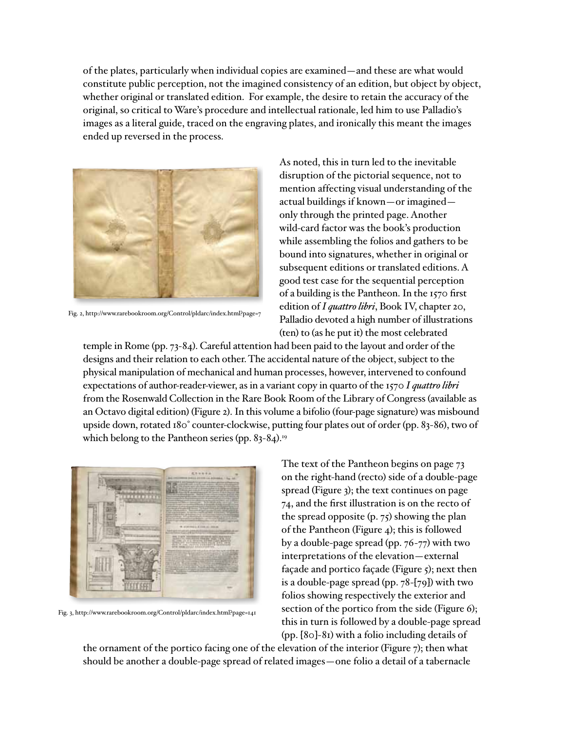of the plates, particularly when individual copies are examined—and these are what would constitute public perception, not the imagined consistency of an edition, but object by object, whether original or translated edition. For example, the desire to retain the accuracy of the original, so critical to Ware's procedure and intellectual rationale, led him to use Palladio's images as a literal guide, traced on the engraving plates, and ironically this meant the images ended up reversed in the process.

Fig. 2, http://www.rarebookroom.org/Control/pldarc/index.html?page=7

As noted, this in turn led to the inevitable disruption of the pictorial sequence, not to mention affecting visual understanding of the actual buildings if known—or imagined—only through the printed page. Another wild-card factor was the book's production while assembling the folios and gathers to be bound into signatures, whether in original or subsequent editions or translated editions. A good test case for the sequential perception of a building is the Pantheon. In the 1570 first edition of *I quattro libri*, Book IV, chapter 20, Palladio devoted a high number of illustrations (ten) to (as he put it) the most celebrated temple in Rome (pp. 73-84). Careful attention had been paid to the layout and order of the designs and their relation to each other. The accidental nature of the object, subject to the physical manipulation of mechanical and human processes, however, intervened to confound expectations of author-reader-viewer, as in a variant copy in quarto of the 1570 *I quattro libri* from the Rosenwald Collection in the Rare Book Room of the Library of Congress (available as an Octavo digital edition) (Figure 2). In this volume a bifolio (four-page signature) was misbound upside down, rotated 180° counter-clockwise, putting four plates out of order (pp. 83-86), two of which belong to the Pantheon series (pp. 83-84).[19]

Fig. 3, http://www.rarebookroom.org/Control/pldarc/index.html?page=141

The text of the Pantheon begins on page 73 on the right-hand (recto) side of a double-page spread (Figure 3); the text continues on page 74, and the first illustration is on the recto of the spread opposite (p. 75) showing the plan of the Pantheon (Figure 4); this is followed by a double-page spread (pp. 76-77) with two interpretations of the elevation—external façade and portico façade (Figure 5); next then is a double-page spread (pp. 78-[79]) with two folios showing respectively the exterior and section of the portico from the side (Figure 6); this in turn is followed by a double-page spread (pp. [80]-81) with a folio including details of the ornament of the portico facing one of the elevation of the interior (Figure 7); then what should be another a double-page spread of related images—one folio a detail of a tabernacle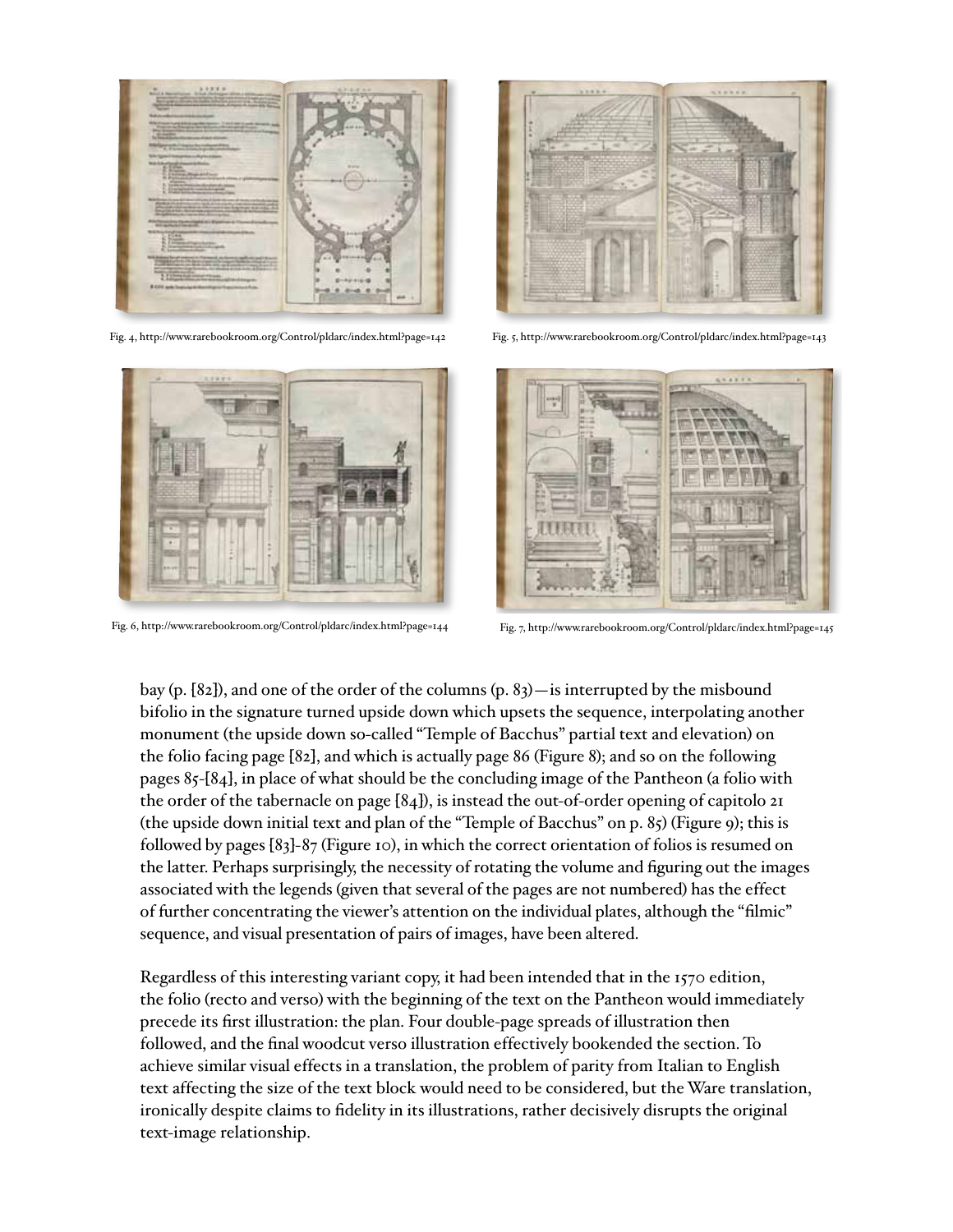Fig. 4, http://www.rarebookroom.org/Control/pldarc/index.html?page=142

Fig. 5, http://www.rarebookroom.org/Control/pldarc/index.html?page=143

Fig. 6, http://www.rarebookroom.org/Control/pldarc/index.html?page=144

Fig. 7, http://www.rarebookroom.org/Control/pldarc/index.html?page=145

bay (p. [82]), and one of the order of the columns (p. 83)—is interrupted by the misbound bifolio in the signature turned upside down which upsets the sequence, interpolating another monument (the upside down so-called "Temple of Bacchus" partial text and elevation) on the folio facing page [82], and which is actually page 86 (Figure 8); and so on the following pages 85-[84], in place of what should be the concluding image of the Pantheon (a folio with the order of the tabernacle on page [84]), is instead the out-of-order opening of capitolo 21 (the upside down initial text and plan of the "Temple of Bacchus" on p. 85) (Figure 9); this is followed by pages [83]-87 (Figure 10), in which the correct orientation of folios is resumed on the latter. Perhaps surprisingly, the necessity of rotating the volume and figuring out the images associated with the legends (given that several of the pages are not numbered) has the effect of further concentrating the viewer's attention on the individual plates, although the "filmic" sequence, and visual presentation of pairs of images, have been altered.

Regardless of this interesting variant copy, it had been intended that in the 1570 edition, the folio (recto and verso) with the beginning of the text on the Pantheon would immediately precede its first illustration: the plan. Four double-page spreads of illustration then followed, and the final woodcut verso illustration effectively bookended the section. To achieve similar visual effects in a translation, the problem of parity from Italian to English text affecting the size of the text block would need to be considered, but the Ware translation, ironically despite claims to fidelity in its illustrations, rather decisively disrupts the original text-image relationship.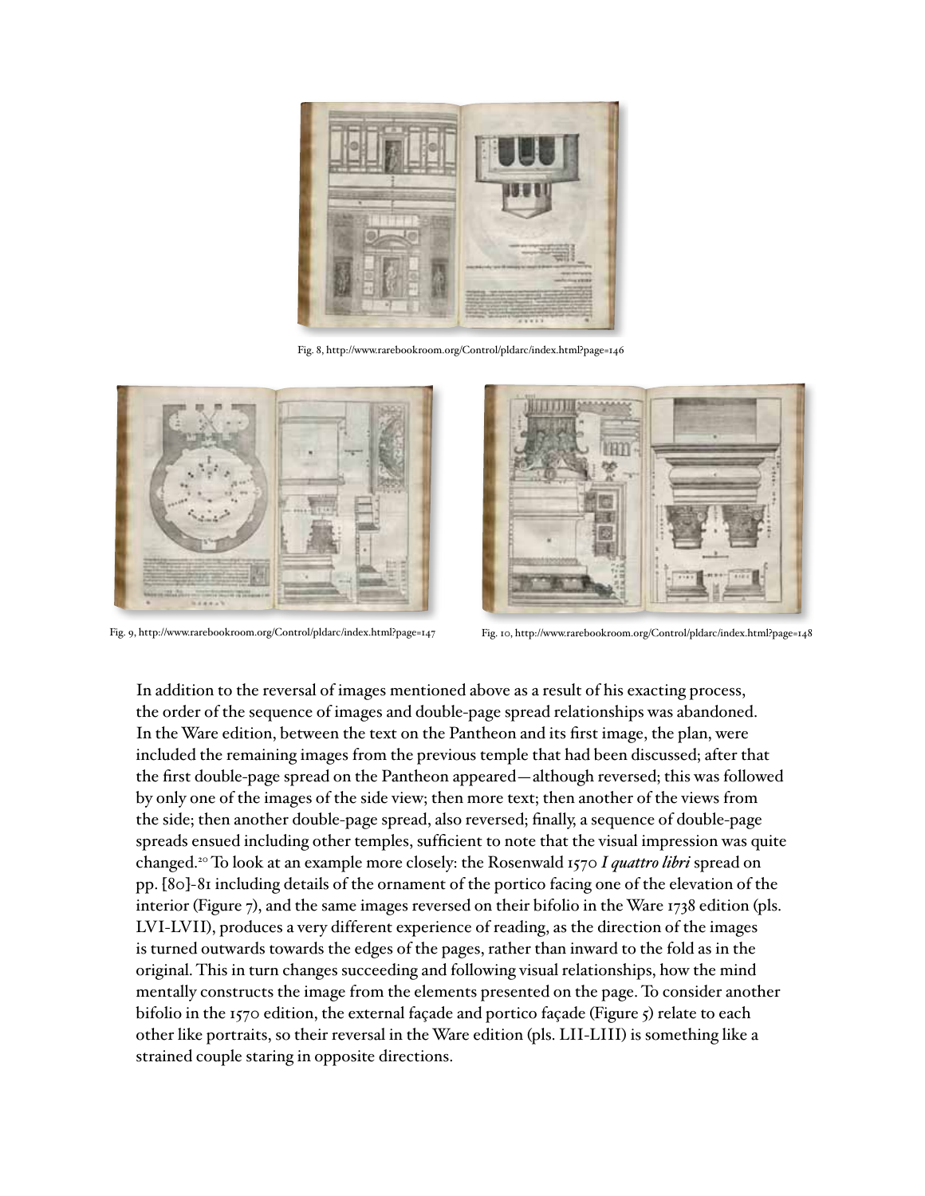Fig. 8, http://www.rarebookroom.org/Control/pldarc/index.html?page=146

Fig. 9, http://www.rarebookroom.org/Control/pldarc/index.html?page=147

Fig. 10, http://www.rarebookroom.org/Control/pldarc/index.html?page=148

In addition to the reversal of images mentioned above as a result of his exacting process, the order of the sequence of images and double-page spread relationships was abandoned. In the Ware edition, between the text on the Pantheon and its first image, the plan, were included the remaining images from the previous temple that had been discussed; after that the first double-page spread on the Pantheon appeared—although reversed; this was followed by only one of the images of the side view; then more text; then another of the views from the side; then another double-page spread, also reversed; finally, a sequence of double-page spreads ensued including other temples, sufficient to note that the visual impression was quite changed.[20] To look at an example more closely: the Rosenwald 1570 *I quattro libri* spread on pp. [80]-81 including details of the ornament of the portico facing one of the elevation of the interior (Figure 7), and the same images reversed on their bifolio in the Ware 1738 edition (pls. LVI-LVII), produces a very different experience of reading, as the direction of the images is turned outwards towards the edges of the pages, rather than inward to the fold as in the original. This in turn changes succeeding and following visual relationships, how the mind mentally constructs the image from the elements presented on the page. To consider another bifolio in the 1570 edition, the external façade and portico façade (Figure 5) relate to each other like portraits, so their reversal in the Ware edition (pls. LII-LIII) is something like a strained couple staring in opposite directions.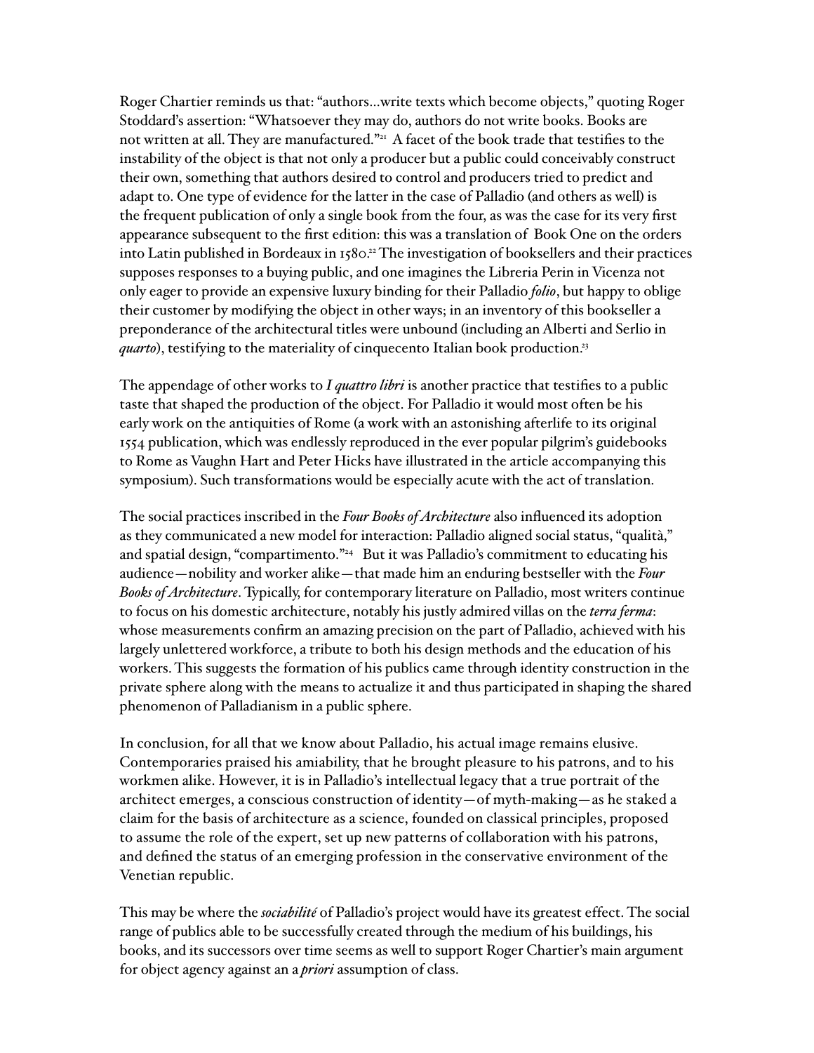Roger Chartier reminds us that: "authors…write texts which become objects," quoting Roger Stoddard's assertion: "Whatsoever they may do, authors do not write books. Books are not written at all. They are manufactured."[21] A facet of the book trade that testifies to the instability of the object is that not only a producer but a public could conceivably construct their own, something that authors desired to control and producers tried to predict and adapt to. One type of evidence for the latter in the case of Palladio (and others as well) is the frequent publication of only a single book from the four, as was the case for its very first appearance subsequent to the first edition: this was a translation of Book One on the orders into Latin published in Bordeaux in 1580.[22] The investigation of booksellers and their practices supposes responses to a buying public, and one imagines the Libreria Perin in Vicenza not only eager to provide an expensive luxury binding for their Palladio *folio*, but happy to oblige their customer by modifying the object in other ways; in an inventory of this bookseller a preponderance of the architectural titles were unbound (including an Alberti and Serlio in *quarto*), testifying to the materiality of cinquecento Italian book production.[23]

The appendage of other works to *I quattro libri* is another practice that testifies to a public taste that shaped the production of the object. For Palladio it would most often be his early work on the antiquities of Rome (a work with an astonishing afterlife to its original 1554 publication, which was endlessly reproduced in the ever popular pilgrim's guidebooks to Rome as Vaughn Hart and Peter Hicks have illustrated in the article accompanying this symposium). Such transformations would be especially acute with the act of translation.

The social practices inscribed in the *Four Books of Architecture* also influenced its adoption as they communicated a new model for interaction: Palladio aligned social status, "qualità," and spatial design, "compartimento."[24] But it was Palladio's commitment to educating his audience—nobility and worker alike—that made him an enduring bestseller with the *Four Books of Architecture*. Typically, for contemporary literature on Palladio, most writers continue to focus on his domestic architecture, notably his justly admired villas on the *terra ferma*: whose measurements confirm an amazing precision on the part of Palladio, achieved with his largely unlettered workforce, a tribute to both his design methods and the education of his workers. This suggests the formation of his publics came through identity construction in the private sphere along with the means to actualize it and thus participated in shaping the shared phenomenon of Palladianism in a public sphere.

In conclusion, for all that we know about Palladio, his actual image remains elusive. Contemporaries praised his amiability, that he brought pleasure to his patrons, and to his workmen alike. However, it is in Palladio's intellectual legacy that a true portrait of the architect emerges, a conscious construction of identity—of myth-making—as he staked a claim for the basis of architecture as a science, founded on classical principles, proposed to assume the role of the expert, set up new patterns of collaboration with his patrons, and defined the status of an emerging profession in the conservative environment of the Venetian republic.

This may be where the *sociabilité* of Palladio's project would have its greatest effect. The social range of publics able to be successfully created through the medium of his buildings, his books, and its successors over time seems as well to support Roger Chartier's main argument for object agency against an a *priori* assumption of class.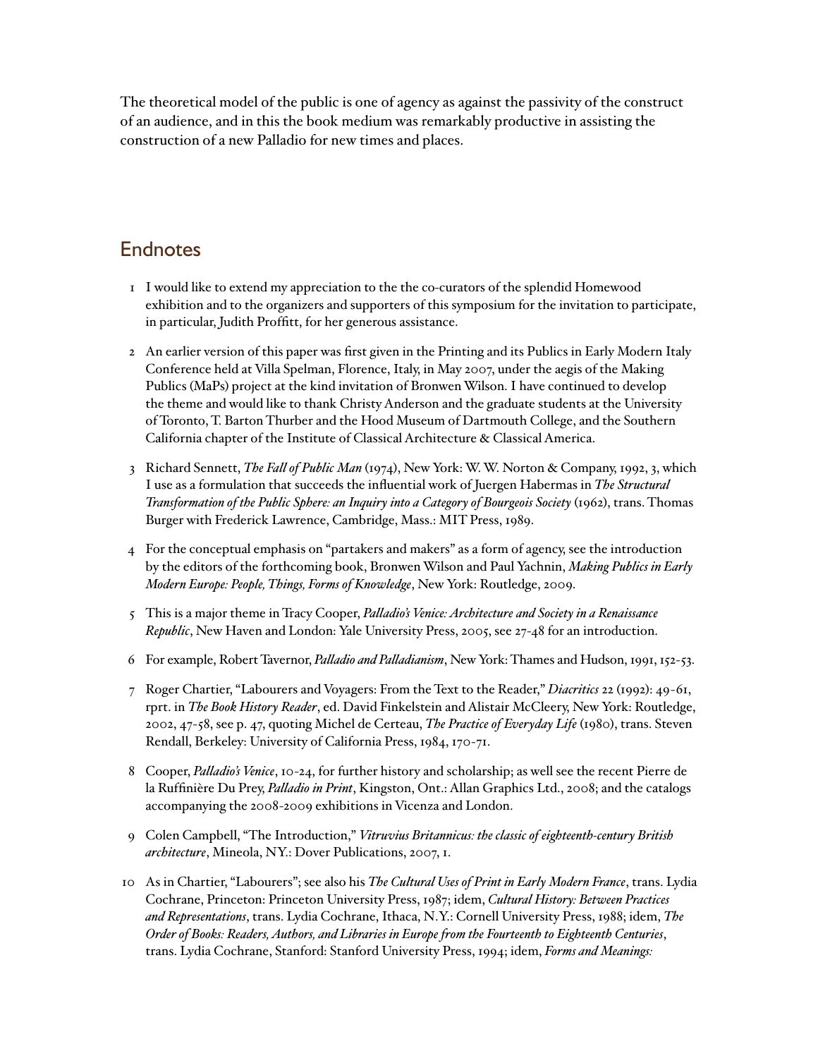The theoretical model of the public is one of agency as against the passivity of the construct of an audience, and in this the book medium was remarkably productive in assisting the construction of a new Palladio for new times and places.

## Endnotes

1 I would like to extend my appreciation to the the co-curators of the splendid Homewood exhibition and to the organizers and supporters of this symposium for the invitation to participate, in particular, Judith Proffitt, for her generous assistance.

2 An earlier version of this paper was first given in the Printing and its Publics in Early Modern Italy Conference held at Villa Spelman, Florence, Italy, in May 2007, under the aegis of the Making Publics (MaPs) project at the kind invitation of Bronwen Wilson. I have continued to develop the theme and would like to thank Christy Anderson and the graduate students at the University of Toronto, T. Barton Thurber and the Hood Museum of Dartmouth College, and the Southern California chapter of the Institute of Classical Architecture & Classical America.

3 Richard Sennett, *The Fall of Public Man* (1974), New York: W. W. Norton & Company, 1992, 3, which I use as a formulation that succeeds the influential work of Juergen Habermas in *The Structural Transformation of the Public Sphere: an Inquiry into a Category of Bourgeois Society* (1962), trans. Thomas Burger with Frederick Lawrence, Cambridge, Mass.: MIT Press, 1989.

4 For the conceptual emphasis on "partakers and makers" as a form of agency, see the introduction by the editors of the forthcoming book, Bronwen Wilson and Paul Yachnin, *Making Publics in Early Modern Europe: People, Things, Forms of Knowledge*, New York: Routledge, 2009.

5 This is a major theme in Tracy Cooper, *Palladio's Venice: Architecture and Society in a Renaissance Republic*, New Haven and London: Yale University Press, 2005, see 27-48 for an introduction.

6 For example, Robert Tavernor, *Palladio and Palladianism*, New York: Thames and Hudson, 1991, 152-53.

7 Roger Chartier, "Labourers and Voyagers: From the Text to the Reader," *Diacritics* 22 (1992): 49-61, rprt. in *The Book History Reader*, ed. David Finkelstein and Alistair McCleery, New York: Routledge, 2002, 47-58, see p. 47, quoting Michel de Certeau, *The Practice of Everyday Life* (1980), trans. Steven Rendall, Berkeley: University of California Press, 1984, 170-71.

8 Cooper, *Palladio's Venice*, 10-24, for further history and scholarship; as well see the recent Pierre de la Ruffinière Du Prey, *Palladio in Print*, Kingston, Ont.: Allan Graphics Ltd., 2008; and the catalogs accompanying the 2008-2009 exhibitions in Vicenza and London.

9 Colen Campbell, "The Introduction," *Vitruvius Britannicus: the classic of eighteenth-century British architecture*, Mineola, NY.: Dover Publications, 2007, 1.

10 As in Chartier, "Labourers"; see also his *The Cultural Uses of Print in Early Modern France*, trans. Lydia Cochrane, Princeton: Princeton University Press, 1987; idem, *Cultural History: Between Practices and Representations*, trans. Lydia Cochrane, Ithaca, N.Y.: Cornell University Press, 1988; idem, *The Order of Books: Readers, Authors, and Libraries in Europe from the Fourteenth to Eighteenth Centuries*, trans. Lydia Cochrane, Stanford: Stanford University Press, 1994; idem, *Forms and Meanings:*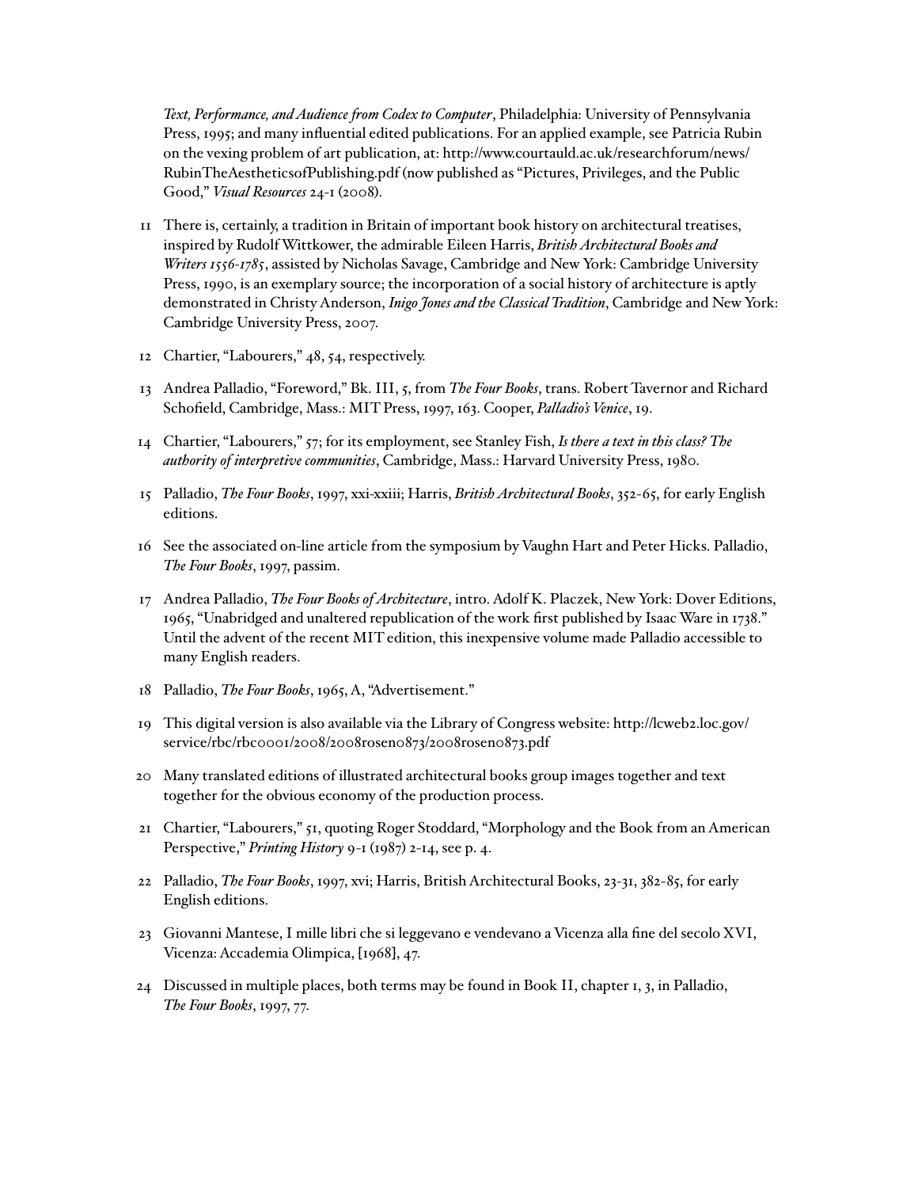*Text, Performance, and Audience from Codex to Computer*, Philadelphia: University of Pennsylvania Press, 1995; and many influential edited publications. For an applied example, see Patricia Rubin on the vexing problem of art publication, at: http://www.courtauld.ac.uk/researchforum/news/RubinTheAestheticsofPublishing.pdf (now published as "Pictures, Privileges, and the Public Good," *Visual Resources* 24-1 (2008).

11 There is, certainly, a tradition in Britain of important book history on architectural treatises, inspired by Rudolf Wittkower, the admirable Eileen Harris, *British Architectural Books and Writers 1556-1785*, assisted by Nicholas Savage, Cambridge and New York: Cambridge University Press, 1990, is an exemplary source; the incorporation of a social history of architecture is aptly demonstrated in Christy Anderson, *Inigo Jones and the Classical Tradition*, Cambridge and New York: Cambridge University Press, 2007.

12 Chartier, "Labourers," 48, 54, respectively.

13 Andrea Palladio, "Foreword," Bk. III, 5, from *The Four Books*, trans. Robert Tavernor and Richard Schofield, Cambridge, Mass.: MIT Press, 1997, 163. Cooper, *Palladio's Venice*, 19.

14 Chartier, "Labourers," 57; for its employment, see Stanley Fish, *Is there a text in this class? The authority of interpretive communities*, Cambridge, Mass.: Harvard University Press, 1980.

15 Palladio, *The Four Books*, 1997, xxi-xxiii; Harris, *British Architectural Books*, 352-65, for early English editions.

16 See the associated on-line article from the symposium by Vaughn Hart and Peter Hicks. Palladio, *The Four Books*, 1997, passim.

17 Andrea Palladio, *The Four Books of Architecture*, intro. Adolf K. Placzek, New York: Dover Editions, 1965, "Unabridged and unaltered republication of the work first published by Isaac Ware in 1738." Until the advent of the recent MIT edition, this inexpensive volume made Palladio accessible to many English readers.

18 Palladio, *The Four Books*, 1965, A, "Advertisement."

19 This digital version is also available via the Library of Congress website: http://lcweb2.loc.gov/service/rbc/rbc0001/2008/2008rosen0873/2008rosen0873.pdf

20 Many translated editions of illustrated architectural books group images together and text together for the obvious economy of the production process.

21 Chartier, "Labourers," 51, quoting Roger Stoddard, "Morphology and the Book from an American Perspective," *Printing History* 9-1 (1987) 2-14, see p. 4.

22 Palladio, *The Four Books*, 1997, xvi; Harris, British Architectural Books, 23-31, 382-85, for early English editions.

23 Giovanni Mantese, I mille libri che si leggevano e vendevano a Vicenza alla fine del secolo XVI, Vicenza: Accademia Olimpica, [1968], 47.

24 Discussed in multiple places, both terms may be found in Book II, chapter 1, 3, in Palladio, *The Four Books*, 1997, 77.